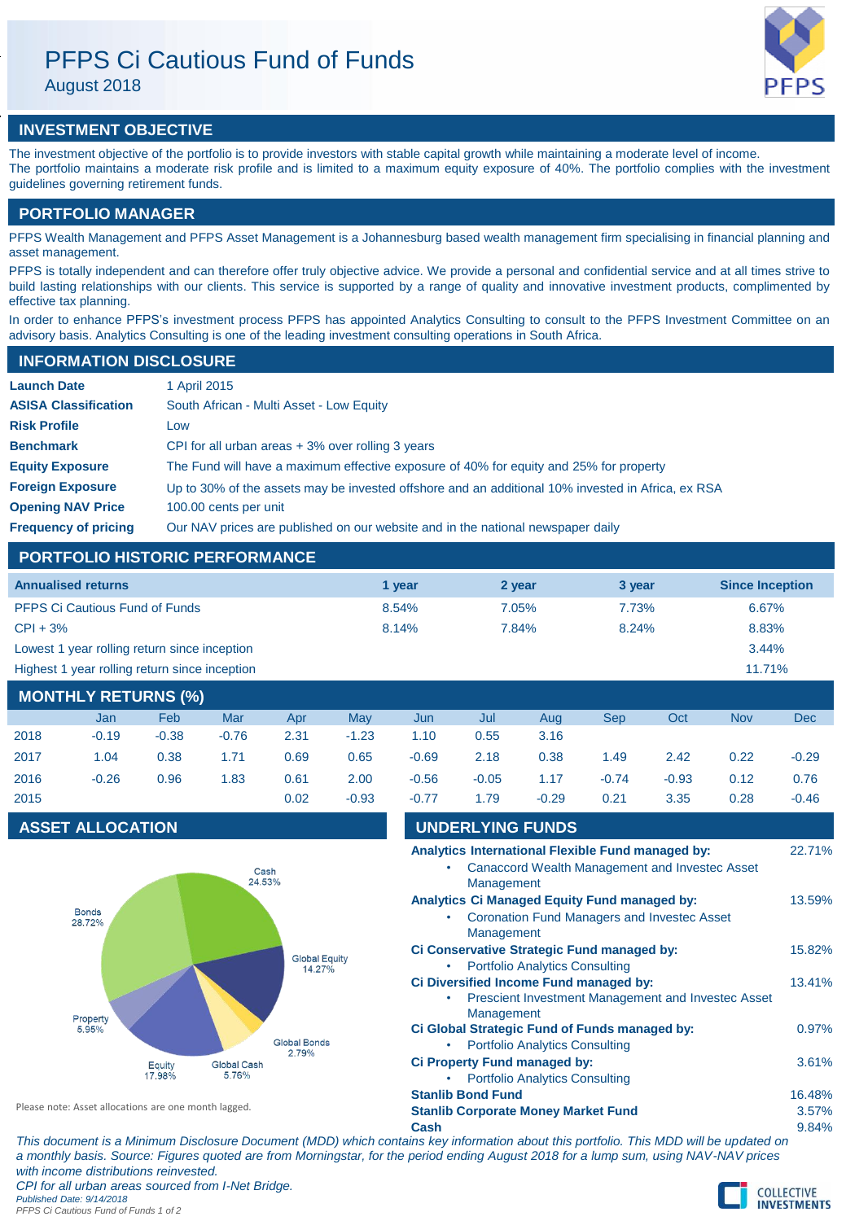# PFPS Ci Cautious Fund of Funds

August 2018

## INVESTMENT OBJECTIVE

The investment objective of the portfolio is to provide investors with stable capital growth while maintaining a moderate level of income. The portfolio maintains a moderate risk profile and is limited to a maximum equity exposure of 40%. The portfolio complies with the investment guidelines governing retirement funds.

## PORTFOLIO MANAGER

PFPS Wealth Management and PFPS Asset Management is a Johannesburg based wealth management firm specialising in financial planning and asset management.

PFPS is totally independent and can therefore offer truly objective advice. We provide a personal and confidential service and at all times strive to build lasting relationships with our clients. This service is supported by a range of quality and innovative investment products, complimented by effective tax planning.

In order to enhance PFPS's investment process PFPS has appointed Analytics Consulting to consult to the PFPS Investment Committee on an advisory basis. Analytics Consulting is one of the leading investment consulting operations in South Africa.

## INFORMATION DISCLOSURE

| | |
|---|---|
| **Launch Date** | 1 April 2015 |
| **ASISA Classification** | South African - Multi Asset - Low Equity |
| **Risk Profile** | Low |
| **Benchmark** | CPI for all urban areas + 3% over rolling 3 years |
| **Equity Exposure** | The Fund will have a maximum effective exposure of 40% for equity and 25% for property |
| **Foreign Exposure** | Up to 30% of the assets may be invested offshore and an additional 10% invested in Africa, ex RSA |
| **Opening NAV Price** | 100.00 cents per unit |
| **Frequency of pricing** | Our NAV prices are published on our website and in the national newspaper daily |

## PORTFOLIO HISTORIC PERFORMANCE

| Annualised returns | 1 year | 2 year | 3 year | Since Inception |
|---|---|---|---|---|
| PFPS Ci Cautious Fund of Funds | 8.54% | 7.05% | 7.73% | 6.67% |
| CPI + 3% | 8.14% | 7.84% | 8.24% | 8.83% |
| Lowest 1 year rolling return since inception | | | | 3.44% |
| Highest 1 year rolling return since inception | | | | 11.71% |

## MONTHLY RETURNS (%)

| | Jan | Feb | Mar | Apr | May | Jun | Jul | Aug | Sep | Oct | Nov | Dec |
|---|---|---|---|---|---|---|---|---|---|---|---|---|
| 2018 | -0.19 | -0.38 | -0.76 | 2.31 | -1.23 | 1.10 | 0.55 | 3.16 | | | | |
| 2017 | 1.04 | 0.38 | 1.71 | 0.69 | 0.65 | -0.69 | 2.18 | 0.38 | 1.49 | 2.42 | 0.22 | -0.29 |
| 2016 | -0.26 | 0.96 | 1.83 | 0.61 | 2.00 | -0.56 | -0.05 | 1.17 | -0.74 | -0.93 | 0.12 | 0.76 |
| 2015 | | | | 0.02 | -0.93 | -0.77 | 1.79 | -0.29 | 0.21 | 3.35 | 0.28 | -0.46 |

## ASSET ALLOCATION

| Asset | Allocation |
|---|---|
| Cash | 24.53% |
| Global Equity | 14.27% |
| Global Bonds | 2.79% |
| Global Cash | 5.76% |
| Equity | 17.98% |
| Property | 5.95% |
| Bonds | 28.72% |

Please note: Asset allocations are one month lagged.

## UNDERLYING FUNDS

| Fund | Weight |
|---|---|
| **Analytics International Flexible Fund managed by:** <br> • Canaccord Wealth Management and Investec Asset Management | 22.71% |
| **Analytics Ci Managed Equity Fund managed by:** <br> • Coronation Fund Managers and Investec Asset Management | 13.59% |
| **Ci Conservative Strategic Fund managed by:** <br> • Portfolio Analytics Consulting | 15.82% |
| **Ci Diversified Income Fund managed by:** <br> • Prescient Investment Management and Investec Asset Management | 13.41% |
| **Ci Global Strategic Fund of Funds managed by:** <br> • Portfolio Analytics Consulting | 0.97% |
| **Ci Property Fund managed by:** <br> • Portfolio Analytics Consulting | 3.61% |
| **Stanlib Bond Fund** | 16.48% |
| **Stanlib Corporate Money Market Fund** | 3.57% |
| **Cash** | 9.84% |

*This document is a Minimum Disclosure Document (MDD) which contains key information about this portfolio. This MDD will be updated on a monthly basis. Source: Figures quoted are from Morningstar, for the period ending August 2018 for a lump sum, using NAV-NAV prices with income distributions reinvested.*

*CPI for all urban areas sourced from I-Net Bridge.*

*Published Date: 9/14/2018*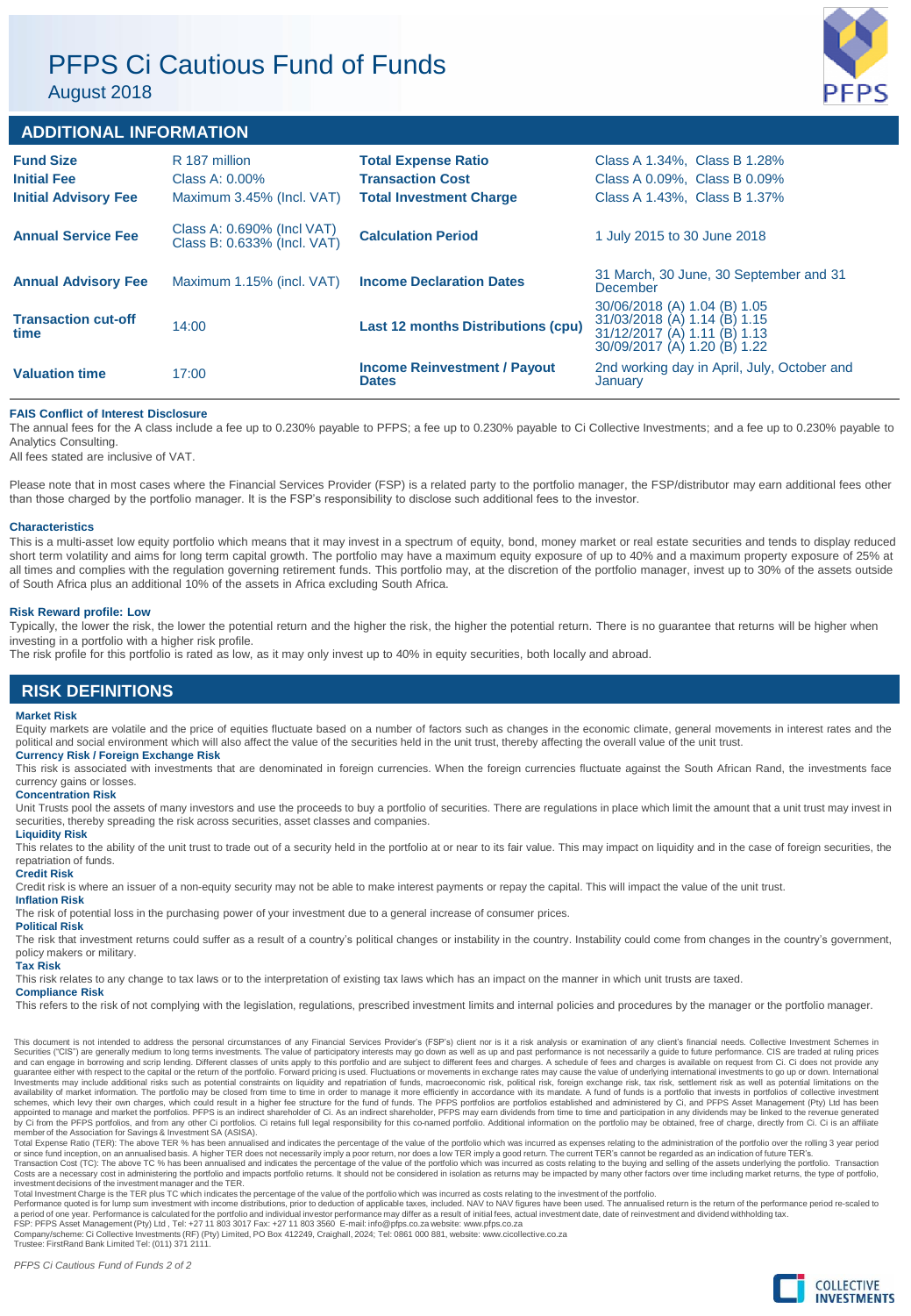# PFPS Ci Cautious Fund of Funds

August 2018

## ADDITIONAL INFORMATION

| | | | |
|---|---|---|---|
| **Fund Size** | R 187 million | **Total Expense Ratio** | Class A 1.34%, Class B 1.28% |
| **Initial Fee** | Class A: 0.00% | **Transaction Cost** | Class A 0.09%, Class B 0.09% |
| **Initial Advisory Fee** | Maximum 3.45% (Incl. VAT) | **Total Investment Charge** | Class A 1.43%, Class B 1.37% |
| **Annual Service Fee** | Class A: 0.690% (Incl VAT) Class B: 0.633% (Incl. VAT) | **Calculation Period** | 1 July 2015 to 30 June 2018 |
| **Annual Advisory Fee** | Maximum 1.15% (incl. VAT) | **Income Declaration Dates** | 31 March, 30 June, 30 September and 31 December |
| **Transaction cut-off time** | 14:00 | **Last 12 months Distributions (cpu)** | 30/06/2018 (A) 1.04 (B) 1.05 31/03/2018 (A) 1.14 (B) 1.15 31/12/2017 (A) 1.11 (B) 1.13 30/09/2017 (A) 1.20 (B) 1.22 |
| **Valuation time** | 17:00 | **Income Reinvestment / Payout Dates** | 2nd working day in April, July, October and January |

**FAIS Conflict of Interest Disclosure**

The annual fees for the A class include a fee up to 0.230% payable to PFPS; a fee up to 0.230% payable to Ci Collective Investments; and a fee up to 0.230% payable to Analytics Consulting.
All fees stated are inclusive of VAT.

Please note that in most cases where the Financial Services Provider (FSP) is a related party to the portfolio manager, the FSP/distributor may earn additional fees other than those charged by the portfolio manager. It is the FSP's responsibility to disclose such additional fees to the investor.

**Characteristics**

This is a multi-asset low equity portfolio which means that it may invest in a spectrum of equity, bond, money market or real estate securities and tends to display reduced short term volatility and aims for long term capital growth. The portfolio may have a maximum equity exposure of up to 40% and a maximum property exposure of 25% at all times and complies with the regulation governing retirement funds. This portfolio may, at the discretion of the portfolio manager, invest up to 30% of the assets outside of South Africa plus an additional 10% of the assets in Africa excluding South Africa.

**Risk Reward profile: Low**

Typically, the lower the risk, the lower the potential return and the higher the risk, the higher the potential return. There is no guarantee that returns will be higher when investing in a portfolio with a higher risk profile.
The risk profile for this portfolio is rated as low, as it may only invest up to 40% in equity securities, both locally and abroad.

## RISK DEFINITIONS

**Market Risk**

Equity markets are volatile and the price of equities fluctuate based on a number of factors such as changes in the economic climate, general movements in interest rates and the political and social environment which will also affect the value of the securities held in the unit trust, thereby affecting the overall value of the unit trust.

**Currency Risk / Foreign Exchange Risk**

This risk is associated with investments that are denominated in foreign currencies. When the foreign currencies fluctuate against the South African Rand, the investments face currency gains or losses.

**Concentration Risk**

Unit Trusts pool the assets of many investors and use the proceeds to buy a portfolio of securities. There are regulations in place which limit the amount that a unit trust may invest in securities, thereby spreading the risk across securities, asset classes and companies.

**Liquidity Risk**

This relates to the ability of the unit trust to trade out of a security held in the portfolio at or near to its fair value. This may impact on liquidity and in the case of foreign securities, the repatriation of funds.

**Credit Risk**

Credit risk is where an issuer of a non-equity security may not be able to make interest payments or repay the capital. This will impact the value of the unit trust.

**Inflation Risk**

The risk of potential loss in the purchasing power of your investment due to a general increase of consumer prices.

**Political Risk**

The risk that investment returns could suffer as a result of a country's political changes or instability in the country. Instability could come from changes in the country's government, policy makers or military.

**Tax Risk**

This risk relates to any change to tax laws or to the interpretation of existing tax laws which has an impact on the manner in which unit trusts are taxed.

**Compliance Risk**

This refers to the risk of not complying with the legislation, regulations, prescribed investment limits and internal policies and procedures by the manager or the portfolio manager.

This document is not intended to address the personal circumstances of any Financial Services Provider's (FSP's) client nor is it a risk analysis or examination of any client's financial needs. Collective Investment Schemes in Securities ("CIS") are generally medium to long terms investments. The value of participatory interests may go down as well as up and past performance is not necessarily a guide to future performance. CIS are traded at ruling prices and can engage in borrowing and scrip lending. Different classes of units apply to this portfolio and are subject to different fees and charges. A schedule of fees and charges is available on request from Ci. Ci does not provide any guarantee either with respect to the capital or the return of the portfolio. Forward pricing is used. Fluctuations or movements in exchange rates may cause the value of underlying international investments to go up or down. International Investments may include additional risks such as potential constraints on liquidity and repatriation of funds, macroeconomic risk, political risk, foreign exchange risk, tax risk, settlement risk as well as potential limitations on the availability of market information. The portfolio may be closed from time to time in order to manage it more efficiently in accordance with its mandate. A fund of funds is a portfolio that invests in portfolios of collective investment schemes, which levy their own charges, which could result in a higher fee structure for the fund of funds. The PFPS portfolios are portfolios established and administered by Ci, and PFPS Asset Management (Pty) Ltd has been appointed to manage and market the portfolios. PFPS is an indirect shareholder of Ci. As an indirect shareholder, PFPS may earn dividends from time to time and participation in any dividends may be linked to the revenue generated by Ci from the PFPS portfolios, and from any other Ci portfolios. Ci retains full legal responsibility for this co-named portfolio. Additional information on the portfolio may be obtained, free of charge, directly from Ci. Ci is an affiliate member of the Association for Savings & Investment SA (ASISA).
Total Expense Ratio (TER): The above TER % has been annualised and indicates the percentage of the value of the portfolio which was incurred as expenses relating to the administration of the portfolio over the rolling 3 year period or since fund inception, on an annualised basis. A higher TER does not necessarily imply a poor return, nor does a low TER imply a good return. The current TER's cannot be regarded as an indication of future TER's.
Transaction Cost (TC): The above TC % has been annualised and indicates the percentage of the value of the portfolio which was incurred as costs relating to the buying and selling of the assets underlying the portfolio. Transaction Costs are a necessary cost in administering the portfolio and impacts portfolio returns. It should not be considered in isolation as returns may be impacted by many other factors over time including market returns, the type of portfolio, investment decisions of the investment manager and the TER.
Total Investment Charge is the TER plus TC which indicates the percentage of the value of the portfolio which was incurred as costs relating to the investment of the portfolio.
Performance quoted is for lump sum investment with income distributions, prior to deduction of applicable taxes, included. NAV to NAV figures have been used. The annualised return is the return of the performance period re-scaled to a period of one year. Performance is calculated for the portfolio and individual investor performance may differ as a result of initial fees, actual investment date, date of reinvestment and dividend withholding tax.
FSP: PFPS Asset Management (Pty) Ltd , Tel: +27 11 803 3017 Fax: +27 11 803 3560 E-mail: info@pfps.co.za website: www.pfps.co.za
Company/scheme: Ci Collective Investments (RF) (Pty) Limited, PO Box 412249, Craighall, 2024; Tel: 0861 000 881, website: www.cicollective.co.za
Trustee: FirstRand Bank Limited Tel: (011) 371 2111.